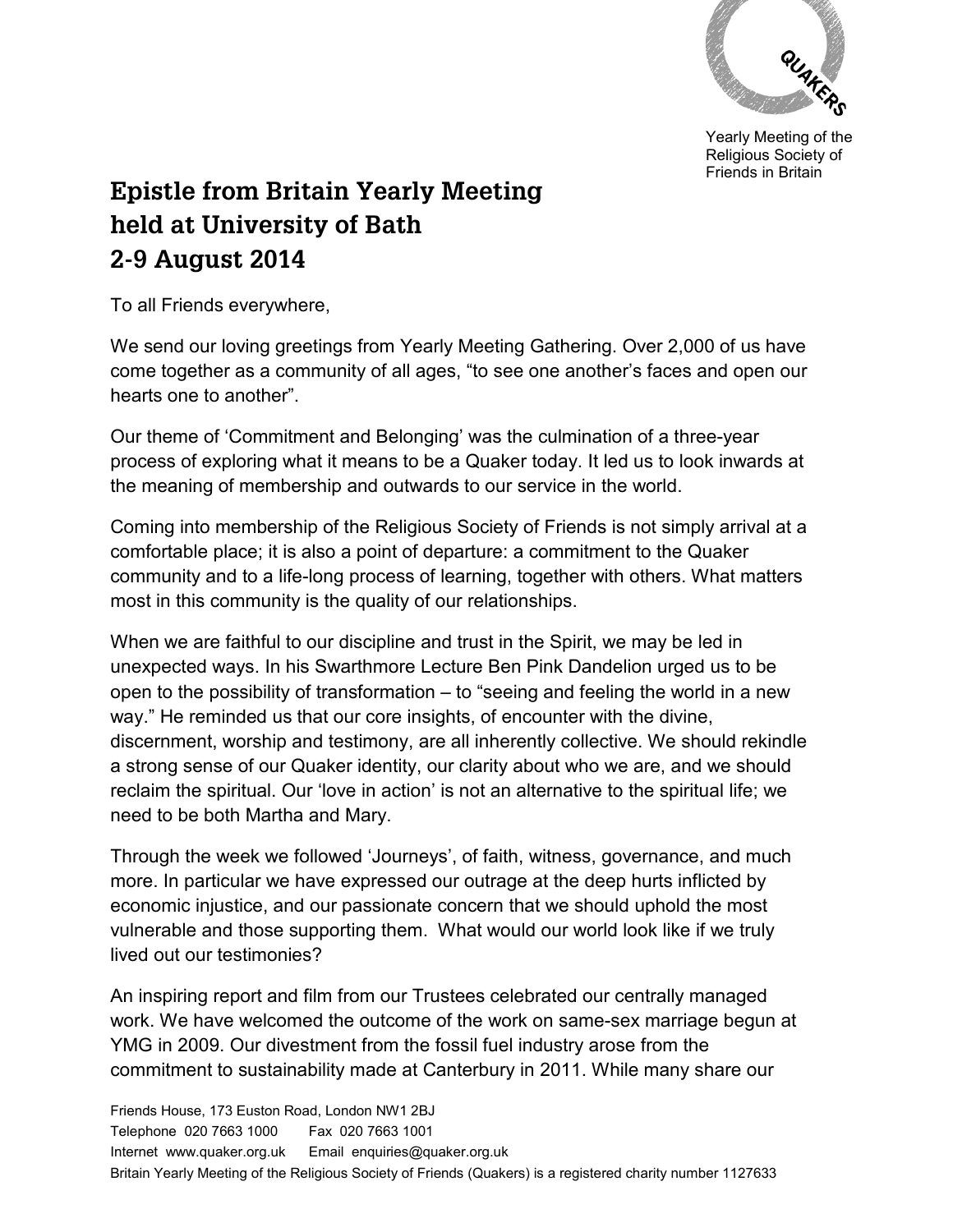Yearly Meeting of the Religious Society of Friends in Britain

# Epistle from Britain Yearly Meeting held at University of Bath 2-9 August 2014

To all Friends everywhere,

We send our loving greetings from Yearly Meeting Gathering. Over 2,000 of us have come together as a community of all ages, "to see one another's faces and open our hearts one to another".

Our theme of 'Commitment and Belonging' was the culmination of a three-year process of exploring what it means to be a Quaker today. It led us to look inwards at the meaning of membership and outwards to our service in the world.

Coming into membership of the Religious Society of Friends is not simply arrival at a comfortable place; it is also a point of departure: a commitment to the Quaker community and to a life-long process of learning, together with others. What matters most in this community is the quality of our relationships.

When we are faithful to our discipline and trust in the Spirit, we may be led in unexpected ways. In his Swarthmore Lecture Ben Pink Dandelion urged us to be open to the possibility of transformation – to "seeing and feeling the world in a new way." He reminded us that our core insights, of encounter with the divine, discernment, worship and testimony, are all inherently collective. We should rekindle a strong sense of our Quaker identity, our clarity about who we are, and we should reclaim the spiritual. Our 'love in action' is not an alternative to the spiritual life; we need to be both Martha and Mary.

Through the week we followed 'Journeys', of faith, witness, governance, and much more. In particular we have expressed our outrage at the deep hurts inflicted by economic injustice, and our passionate concern that we should uphold the most vulnerable and those supporting them. What would our world look like if we truly lived out our testimonies?

An inspiring report and film from our Trustees celebrated our centrally managed work. We have welcomed the outcome of the work on same-sex marriage begun at YMG in 2009. Our divestment from the fossil fuel industry arose from the commitment to sustainability made at Canterbury in 2011. While many share our

Friends House, 173 Euston Road, London NW1 2BJ
Telephone 020 7663 1000 Fax 020 7663 1001
Internet www.quaker.org.uk Email enquiries@quaker.org.uk
Britain Yearly Meeting of the Religious Society of Friends (Quakers) is a registered charity number 1127633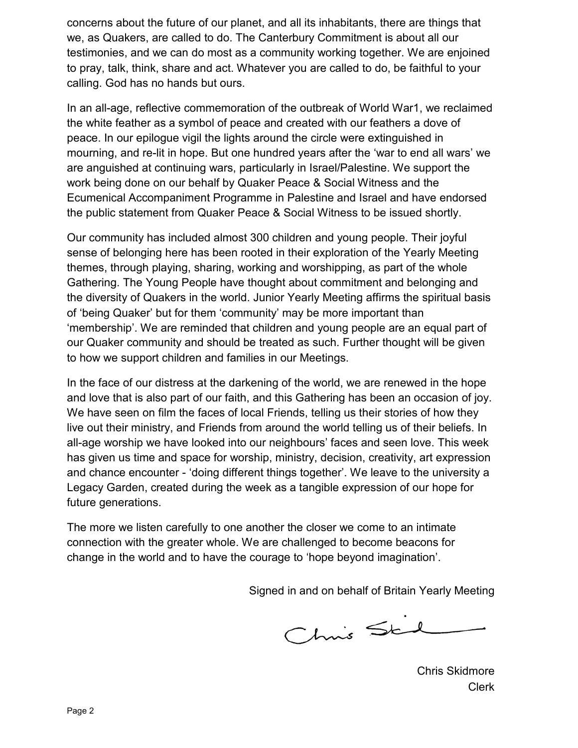concerns about the future of our planet, and all its inhabitants, there are things that we, as Quakers, are called to do. The Canterbury Commitment is about all our testimonies, and we can do most as a community working together. We are enjoined to pray, talk, think, share and act. Whatever you are called to do, be faithful to your calling. God has no hands but ours.

In an all-age, reflective commemoration of the outbreak of World War1, we reclaimed the white feather as a symbol of peace and created with our feathers a dove of peace. In our epilogue vigil the lights around the circle were extinguished in mourning, and re-lit in hope. But one hundred years after the 'war to end all wars' we are anguished at continuing wars, particularly in Israel/Palestine. We support the work being done on our behalf by Quaker Peace & Social Witness and the Ecumenical Accompaniment Programme in Palestine and Israel and have endorsed the public statement from Quaker Peace & Social Witness to be issued shortly.

Our community has included almost 300 children and young people. Their joyful sense of belonging here has been rooted in their exploration of the Yearly Meeting themes, through playing, sharing, working and worshipping, as part of the whole Gathering. The Young People have thought about commitment and belonging and the diversity of Quakers in the world. Junior Yearly Meeting affirms the spiritual basis of 'being Quaker' but for them 'community' may be more important than 'membership'. We are reminded that children and young people are an equal part of our Quaker community and should be treated as such. Further thought will be given to how we support children and families in our Meetings.

In the face of our distress at the darkening of the world, we are renewed in the hope and love that is also part of our faith, and this Gathering has been an occasion of joy. We have seen on film the faces of local Friends, telling us their stories of how they live out their ministry, and Friends from around the world telling us of their beliefs. In all-age worship we have looked into our neighbours' faces and seen love. This week has given us time and space for worship, ministry, decision, creativity, art expression and chance encounter - 'doing different things together'. We leave to the university a Legacy Garden, created during the week as a tangible expression of our hope for future generations.

The more we listen carefully to one another the closer we come to an intimate connection with the greater whole. We are challenged to become beacons for change in the world and to have the courage to 'hope beyond imagination'.

Signed in and on behalf of Britain Yearly Meeting

Chris Skidmore
Clerk